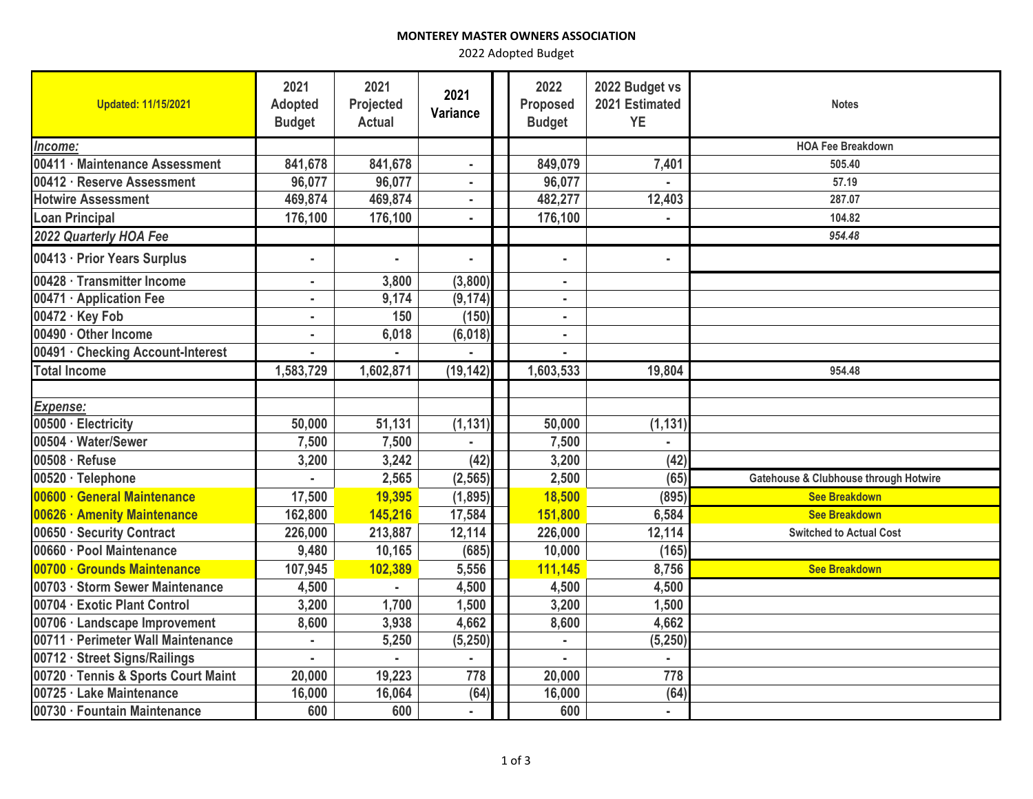**MONTEREY MASTER OWNERS ASSOCIATION**

2022 Adopted Budget

| Updated: 11/15/2021 | 2021 Adopted Budget | 2021 Projected Actual | 2021 Variance | 2022 Proposed Budget | 2022 Budget vs 2021 Estimated YE | Notes |
|---|---|---|---|---|---|---|
| *Income:* | | | | | | **HOA Fee Breakdown** |
| 00411 · Maintenance Assessment | 841,678 | 841,678 | - | 849,079 | 7,401 | 505.40 |
| 00412 · Reserve Assessment | 96,077 | 96,077 | - | 96,077 | - | 57.19 |
| Hotwire Assessment | 469,874 | 469,874 | - | 482,277 | 12,403 | 287.07 |
| Loan Principal | 176,100 | 176,100 | - | 176,100 | - | 104.82 |
| *2022 Quarterly HOA Fee* | | | | | | *954.48* |
| 00413 · Prior Years Surplus | - | - | - | - | - | |
| 00428 · Transmitter Income | - | 3,800 | (3,800) | - | | |
| 00471 · Application Fee | - | 9,174 | (9,174) | - | | |
| 00472 · Key Fob | - | 150 | (150) | - | | |
| 00490 · Other Income | - | 6,018 | (6,018) | - | | |
| 00491 · Checking Account-Interest | - | - | - | - | | |
| **Total Income** | 1,583,729 | 1,602,871 | (19,142) | 1,603,533 | 19,804 | 954.48 |
| | | | | | | |
| *Expense:* | | | | | | |
| 00500 · Electricity | 50,000 | 51,131 | (1,131) | 50,000 | (1,131) | |
| 00504 · Water/Sewer | 7,500 | 7,500 | - | 7,500 | - | |
| 00508 · Refuse | 3,200 | 3,242 | (42) | 3,200 | (42) | |
| 00520 · Telephone | - | 2,565 | (2,565) | 2,500 | (65) | Gatehouse & Clubhouse through Hotwire |
| 00600 · General Maintenance | 17,500 | 19,395 | (1,895) | 18,500 | (895) | See Breakdown |
| 00626 · Amenity Maintenance | 162,800 | 145,216 | 17,584 | 151,800 | 6,584 | See Breakdown |
| 00650 · Security Contract | 226,000 | 213,887 | 12,114 | 226,000 | 12,114 | Switched to Actual Cost |
| 00660 · Pool Maintenance | 9,480 | 10,165 | (685) | 10,000 | (165) | |
| 00700 · Grounds Maintenance | 107,945 | 102,389 | 5,556 | 111,145 | 8,756 | See Breakdown |
| 00703 · Storm Sewer Maintenance | 4,500 | - | 4,500 | 4,500 | 4,500 | |
| 00704 · Exotic Plant Control | 3,200 | 1,700 | 1,500 | 3,200 | 1,500 | |
| 00706 · Landscape Improvement | 8,600 | 3,938 | 4,662 | 8,600 | 4,662 | |
| 00711 · Perimeter Wall Maintenance | - | 5,250 | (5,250) | - | (5,250) | |
| 00712 · Street Signs/Railings | - | - | - | - | - | |
| 00720 · Tennis & Sports Court Maint | 20,000 | 19,223 | 778 | 20,000 | 778 | |
| 00725 · Lake Maintenance | 16,000 | 16,064 | (64) | 16,000 | (64) | |
| 00730 · Fountain Maintenance | 600 | 600 | - | 600 | - | |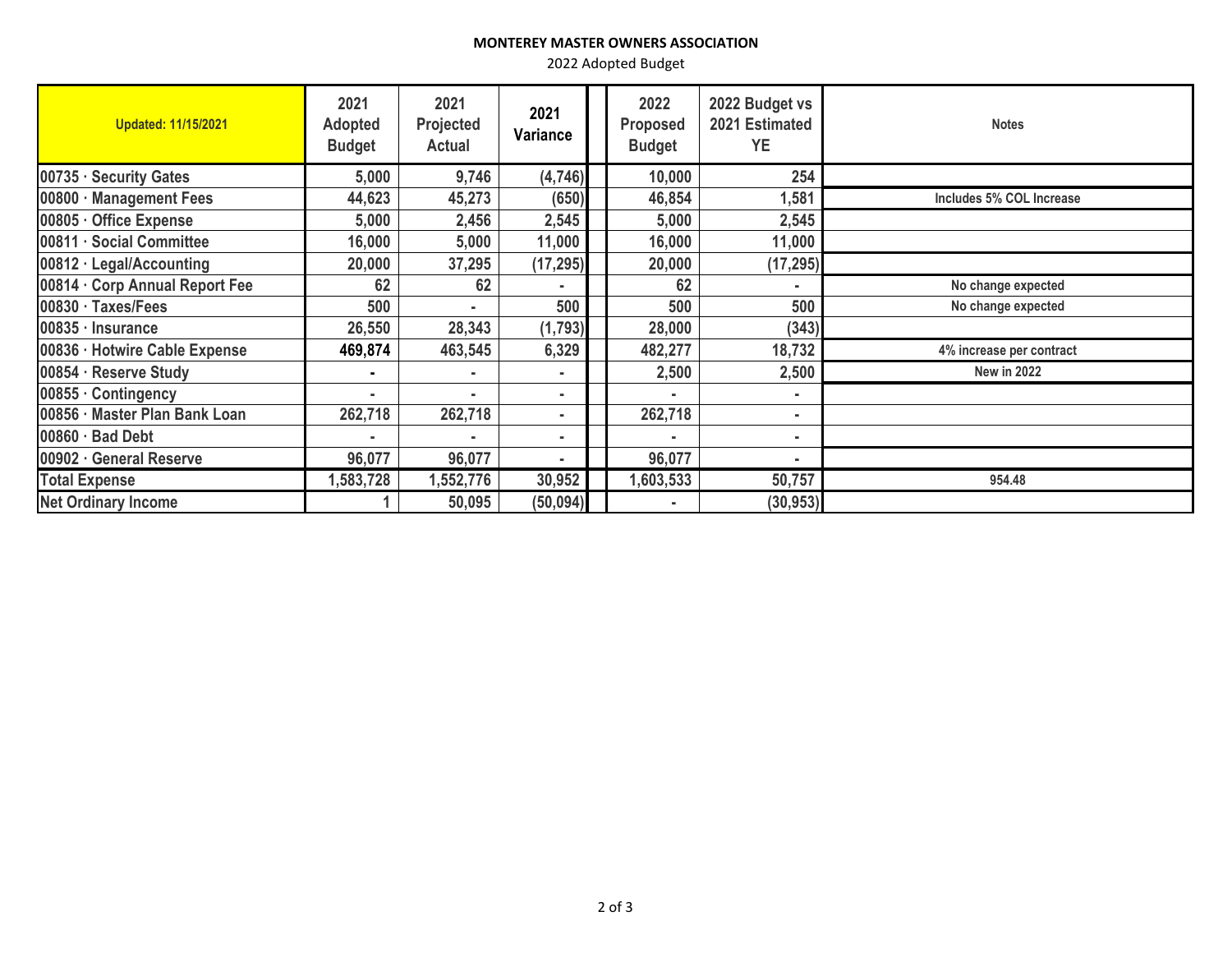**MONTEREY MASTER OWNERS ASSOCIATION**

2022 Adopted Budget

| Updated: 11/15/2021 | 2021 Adopted Budget | 2021 Projected Actual | 2021 Variance | | 2022 Proposed Budget | 2022 Budget vs 2021 Estimated YE | Notes |
|---|---|---|---|---|---|---|---|
| 00735 · Security Gates | 5,000 | 9,746 | (4,746) | | 10,000 | 254 | |
| 00800 · Management Fees | 44,623 | 45,273 | (650) | | 46,854 | 1,581 | Includes 5% COL Increase |
| 00805 · Office Expense | 5,000 | 2,456 | 2,545 | | 5,000 | 2,545 | |
| 00811 · Social Committee | 16,000 | 5,000 | 11,000 | | 16,000 | 11,000 | |
| 00812 · Legal/Accounting | 20,000 | 37,295 | (17,295) | | 20,000 | (17,295) | |
| 00814 · Corp Annual Report Fee | 62 | 62 | - | | 62 | - | No change expected |
| 00830 · Taxes/Fees | 500 | - | 500 | | 500 | 500 | No change expected |
| 00835 · Insurance | 26,550 | 28,343 | (1,793) | | 28,000 | (343) | |
| 00836 · Hotwire Cable Expense | 469,874 | 463,545 | 6,329 | | 482,277 | 18,732 | 4% increase per contract |
| 00854 · Reserve Study | - | - | - | | 2,500 | 2,500 | New in 2022 |
| 00855 · Contingency | - | - | - | | - | - | |
| 00856 · Master Plan Bank Loan | 262,718 | 262,718 | - | | 262,718 | - | |
| 00860 · Bad Debt | - | - | - | | - | - | |
| 00902 · General Reserve | 96,077 | 96,077 | - | | 96,077 | - | |
| Total Expense | 1,583,728 | 1,552,776 | 30,952 | | 1,603,533 | 50,757 | 954.48 |
| Net Ordinary Income | 1 | 50,095 | (50,094) | | - | (30,953) | |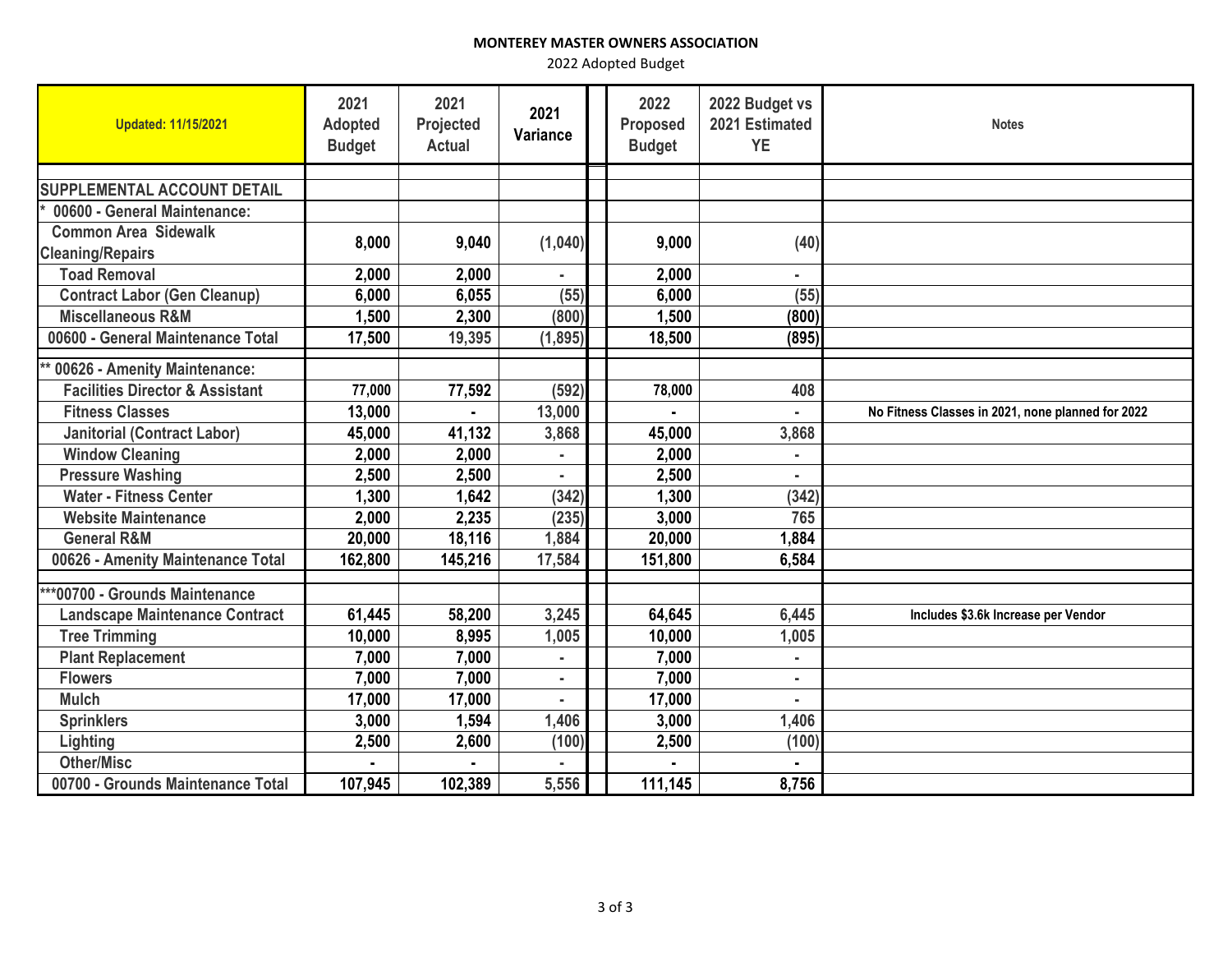**MONTEREY MASTER OWNERS ASSOCIATION**

2022 Adopted Budget

| Updated: 11/15/2021 | 2021 Adopted Budget | 2021 Projected Actual | 2021 Variance | 2022 Proposed Budget | 2022 Budget vs 2021 Estimated YE | Notes |
|---|---|---|---|---|---|---|
| **SUPPLEMENTAL ACCOUNT DETAIL** | | | | | | |
| * 00600 - General Maintenance: | | | | | | |
| Common Area Sidewalk Cleaning/Repairs | 8,000 | 9,040 | (1,040) | 9,000 | (40) | |
| Toad Removal | 2,000 | 2,000 | - | 2,000 | - | |
| Contract Labor (Gen Cleanup) | 6,000 | 6,055 | (55) | 6,000 | (55) | |
| Miscellaneous R&M | 1,500 | 2,300 | (800) | 1,500 | (800) | |
| 00600 - General Maintenance Total | 17,500 | 19,395 | (1,895) | 18,500 | (895) | |
| ** 00626 - Amenity Maintenance: | | | | | | |
| Facilities Director & Assistant | 77,000 | 77,592 | (592) | 78,000 | 408 | |
| Fitness Classes | 13,000 | - | 13,000 | - | - | No Fitness Classes in 2021, none planned for 2022 |
| Janitorial (Contract Labor) | 45,000 | 41,132 | 3,868 | 45,000 | 3,868 | |
| Window Cleaning | 2,000 | 2,000 | - | 2,000 | - | |
| Pressure Washing | 2,500 | 2,500 | - | 2,500 | - | |
| Water - Fitness Center | 1,300 | 1,642 | (342) | 1,300 | (342) | |
| Website Maintenance | 2,000 | 2,235 | (235) | 3,000 | 765 | |
| General R&M | 20,000 | 18,116 | 1,884 | 20,000 | 1,884 | |
| 00626 - Amenity Maintenance Total | 162,800 | 145,216 | 17,584 | 151,800 | 6,584 | |
| ***00700 - Grounds Maintenance | | | | | | |
| Landscape Maintenance Contract | 61,445 | 58,200 | 3,245 | 64,645 | 6,445 | Includes $3.6k Increase per Vendor |
| Tree Trimming | 10,000 | 8,995 | 1,005 | 10,000 | 1,005 | |
| Plant Replacement | 7,000 | 7,000 | - | 7,000 | - | |
| Flowers | 7,000 | 7,000 | - | 7,000 | - | |
| Mulch | 17,000 | 17,000 | - | 17,000 | - | |
| Sprinklers | 3,000 | 1,594 | 1,406 | 3,000 | 1,406 | |
| Lighting | 2,500 | 2,600 | (100) | 2,500 | (100) | |
| Other/Misc | - | - | - | - | - | |
| 00700 - Grounds Maintenance Total | 107,945 | 102,389 | 5,556 | 111,145 | 8,756 | |